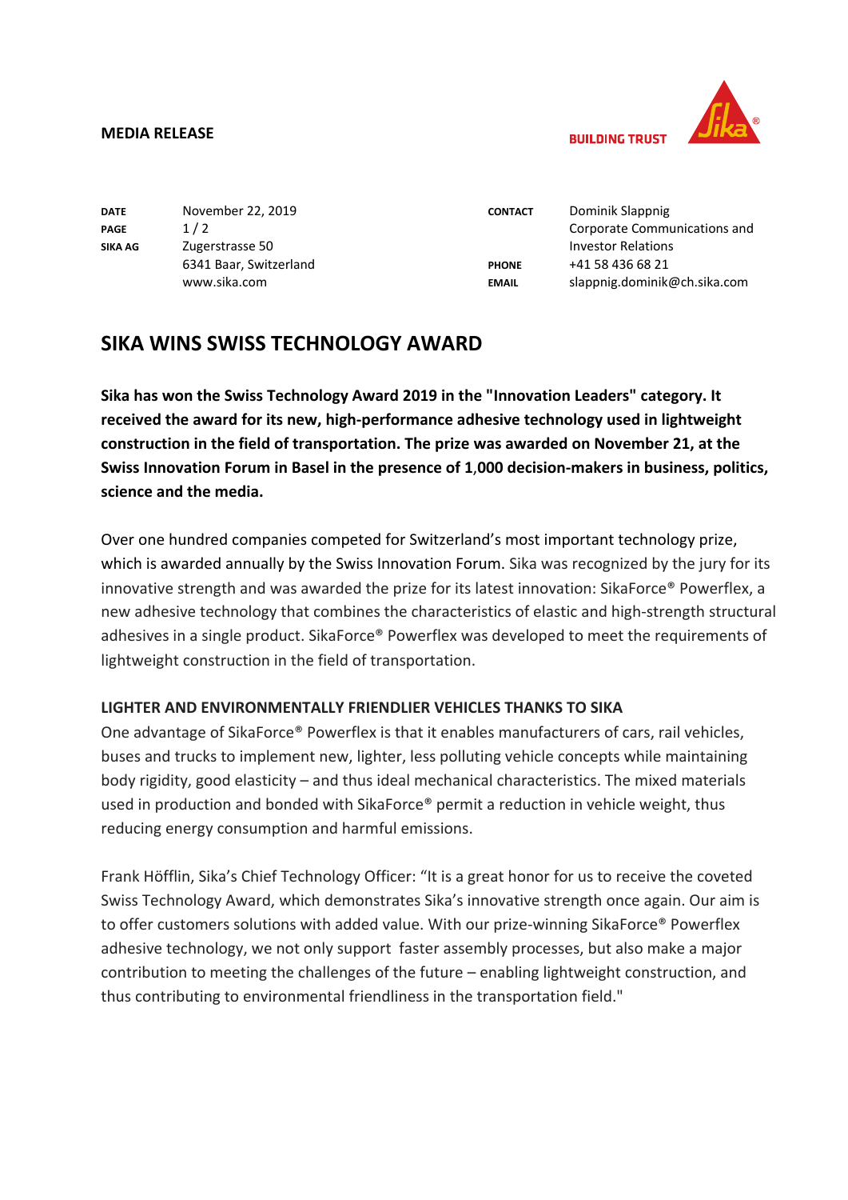**MEDIA RELEASE**

BUILDING TRUST

| | | | |
|---|---|---|---|
| **DATE** | November 22, 2019 | **CONTACT** | Dominik Slappnig<br>Corporate Communications and Investor Relations |
| **PAGE** | 1 / 2 | | |
| **SIKA AG** | Zugerstrasse 50<br>6341 Baar, Switzerland<br>www.sika.com | **PHONE** | +41 58 436 68 21 |
| | | **EMAIL** | slappnig.dominik@ch.sika.com |

# SIKA WINS SWISS TECHNOLOGY AWARD

**Sika has won the Swiss Technology Award 2019 in the "Innovation Leaders" category. It received the award for its new, high-performance adhesive technology used in lightweight construction in the field of transportation. The prize was awarded on November 21, at the Swiss Innovation Forum in Basel in the presence of 1,000 decision-makers in business, politics, science and the media.**

Over one hundred companies competed for Switzerland's most important technology prize, which is awarded annually by the Swiss Innovation Forum. Sika was recognized by the jury for its innovative strength and was awarded the prize for its latest innovation: SikaForce® Powerflex, a new adhesive technology that combines the characteristics of elastic and high-strength structural adhesives in a single product. SikaForce® Powerflex was developed to meet the requirements of lightweight construction in the field of transportation.

## LIGHTER AND ENVIRONMENTALLY FRIENDLIER VEHICLES THANKS TO SIKA

One advantage of SikaForce® Powerflex is that it enables manufacturers of cars, rail vehicles, buses and trucks to implement new, lighter, less polluting vehicle concepts while maintaining body rigidity, good elasticity – and thus ideal mechanical characteristics. The mixed materials used in production and bonded with SikaForce® permit a reduction in vehicle weight, thus reducing energy consumption and harmful emissions.

Frank Höfflin, Sika's Chief Technology Officer: "It is a great honor for us to receive the coveted Swiss Technology Award, which demonstrates Sika's innovative strength once again. Our aim is to offer customers solutions with added value. With our prize-winning SikaForce® Powerflex adhesive technology, we not only support faster assembly processes, but also make a major contribution to meeting the challenges of the future – enabling lightweight construction, and thus contributing to environmental friendliness in the transportation field."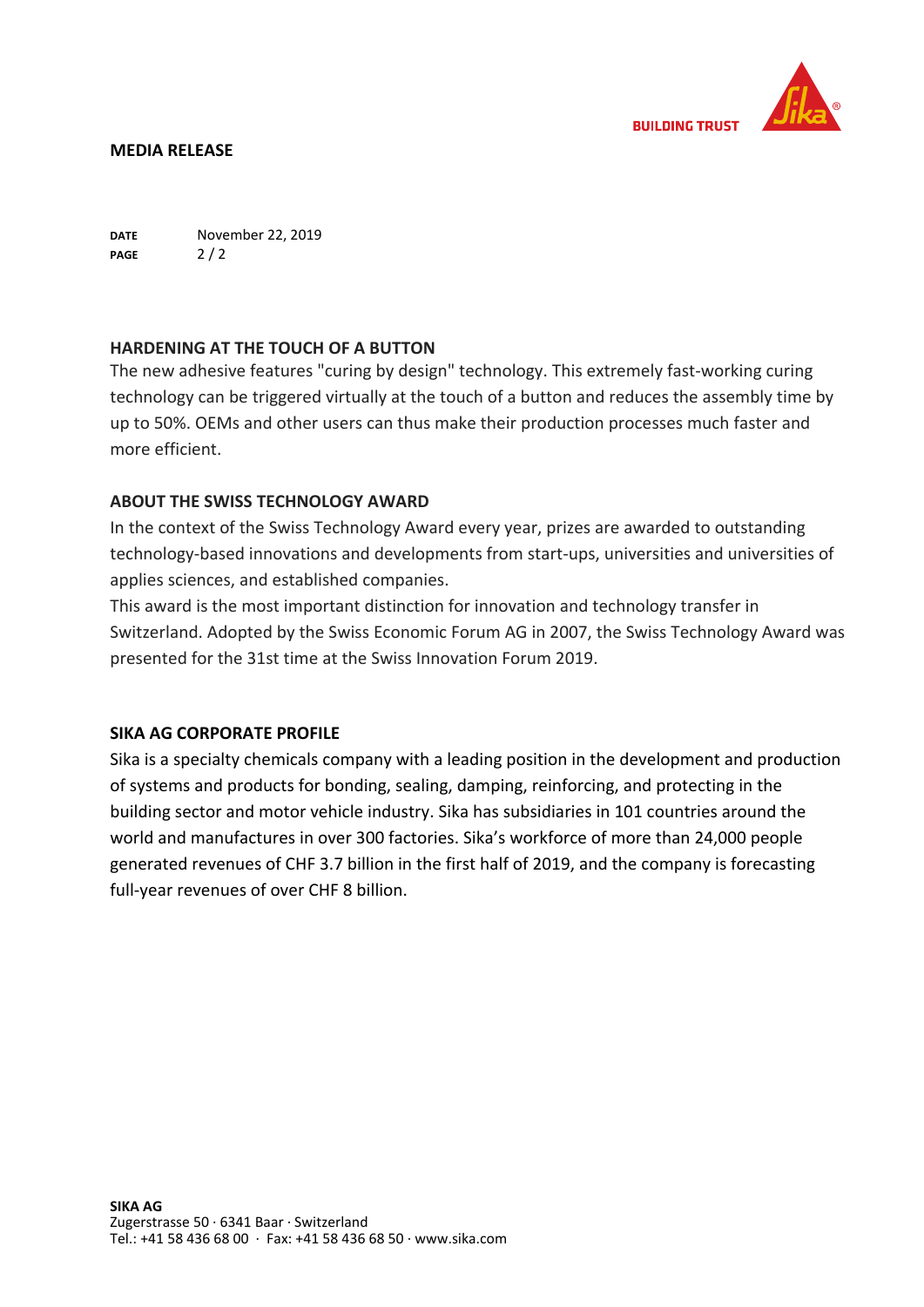## HARDENING AT THE TOUCH OF A BUTTON

The new adhesive features "curing by design" technology. This extremely fast-working curing technology can be triggered virtually at the touch of a button and reduces the assembly time by up to 50%. OEMs and other users can thus make their production processes much faster and more efficient.

## ABOUT THE SWISS TECHNOLOGY AWARD

In the context of the Swiss Technology Award every year, prizes are awarded to outstanding technology-based innovations and developments from start-ups, universities and universities of applies sciences, and established companies.
This award is the most important distinction for innovation and technology transfer in Switzerland. Adopted by the Swiss Economic Forum AG in 2007, the Swiss Technology Award was presented for the 31st time at the Swiss Innovation Forum 2019.

## SIKA AG CORPORATE PROFILE

Sika is a specialty chemicals company with a leading position in the development and production of systems and products for bonding, sealing, damping, reinforcing, and protecting in the building sector and motor vehicle industry. Sika has subsidiaries in 101 countries around the world and manufactures in over 300 factories. Sika's workforce of more than 24,000 people generated revenues of CHF 3.7 billion in the first half of 2019, and the company is forecasting full-year revenues of over CHF 8 billion.

**SIKA AG**
Zugerstrasse 50 · 6341 Baar · Switzerland
Tel.: +41 58 436 68 00 · Fax: +41 58 436 68 50 · www.sika.com